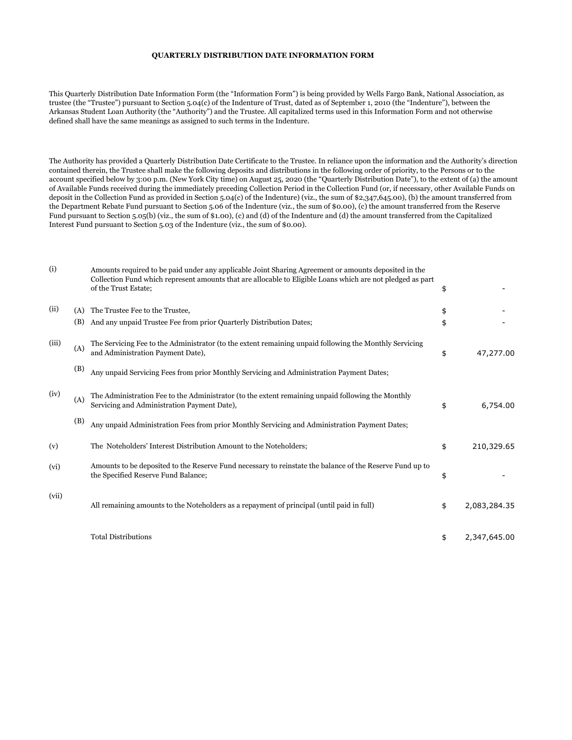# QUARTERLY DISTRIBUTION DATE INFORMATION FORM

This Quarterly Distribution Date Information Form (the "Information Form") is being provided by Wells Fargo Bank, National Association, as trustee (the "Trustee") pursuant to Section 5.04(c) of the Indenture of Trust, dated as of September 1, 2010 (the "Indenture"), between the Arkansas Student Loan Authority (the "Authority") and the Trustee. All capitalized terms used in this Information Form and not otherwise defined shall have the same meanings as assigned to such terms in the Indenture.

The Authority has provided a Quarterly Distribution Date Certificate to the Trustee. In reliance upon the information and the Authority's direction contained therein, the Trustee shall make the following deposits and distributions in the following order of priority, to the Persons or to the account specified below by 3:00 p.m. (New York City time) on August 25, 2020 (the "Quarterly Distribution Date"), to the extent of (a) the amount of Available Funds received during the immediately preceding Collection Period in the Collection Fund (or, if necessary, other Available Funds on deposit in the Collection Fund as provided in Section 5.04(c) of the Indenture) (viz., the sum of $2,347,645.00), (b) the amount transferred from the Department Rebate Fund pursuant to Section 5.06 of the Indenture (viz., the sum of $0.00), (c) the amount transferred from the Reserve Fund pursuant to Section 5.05(b) (viz., the sum of $1.00), (c) and (d) of the Indenture and (d) the amount transferred from the Capitalized Interest Fund pursuant to Section 5.03 of the Indenture (viz., the sum of $0.00).

| | | | | |
|---|---|---|---|---|
| (i) | | Amounts required to be paid under any applicable Joint Sharing Agreement or amounts deposited in the Collection Fund which represent amounts that are allocable to Eligible Loans which are not pledged as part of the Trust Estate; | $ | - |
| (ii) | (A) | The Trustee Fee to the Trustee, | $ | - |
| | (B) | And any unpaid Trustee Fee from prior Quarterly Distribution Dates; | $ | - |
| (iii) | (A) | The Servicing Fee to the Administrator (to the extent remaining unpaid following the Monthly Servicing and Administration Payment Date), | $ | 47,277.00 |
| | (B) | Any unpaid Servicing Fees from prior Monthly Servicing and Administration Payment Dates; | | |
| (iv) | (A) | The Administration Fee to the Administrator (to the extent remaining unpaid following the Monthly Servicing and Administration Payment Date), | $ | 6,754.00 |
| | (B) | Any unpaid Administration Fees from prior Monthly Servicing and Administration Payment Dates; | | |
| (v) | | The Noteholders' Interest Distribution Amount to the Noteholders; | $ | 210,329.65 |
| (vi) | | Amounts to be deposited to the Reserve Fund necessary to reinstate the balance of the Reserve Fund up to the Specified Reserve Fund Balance; | $ | - |
| (vii) | | All remaining amounts to the Noteholders as a repayment of principal (until paid in full) | $ | 2,083,284.35 |
| | | Total Distributions | $ | 2,347,645.00 |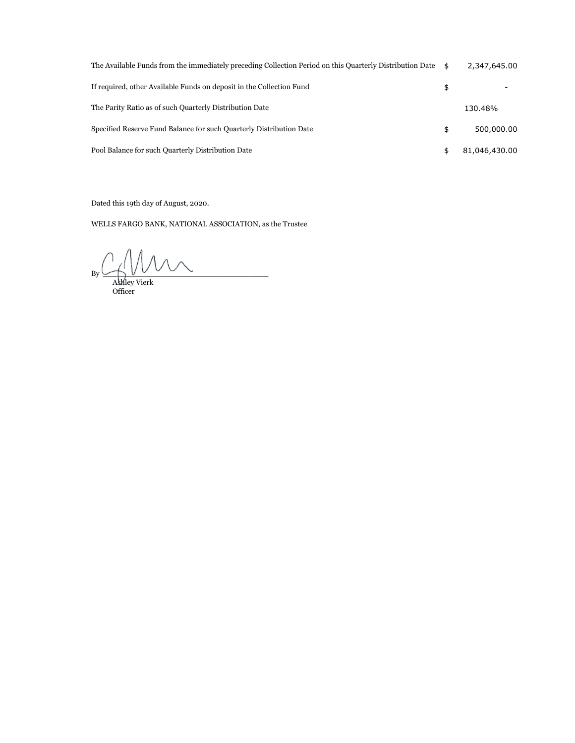| | | |
|---|---|---|
| The Available Funds from the immediately preceding Collection Period on this Quarterly Distribution Date | $ | 2,347,645.00 |
| If required, other Available Funds on deposit in the Collection Fund | $ | - |
| The Parity Ratio as of such Quarterly Distribution Date | | 130.48% |
| Specified Reserve Fund Balance for such Quarterly Distribution Date | $ | 500,000.00 |
| Pool Balance for such Quarterly Distribution Date | $ | 81,046,430.00 |

Dated this 19th day of August, 2020.

WELLS FARGO BANK, NATIONAL ASSOCIATION, as the Trustee

By ______________________________

Ashley Vierk
Officer